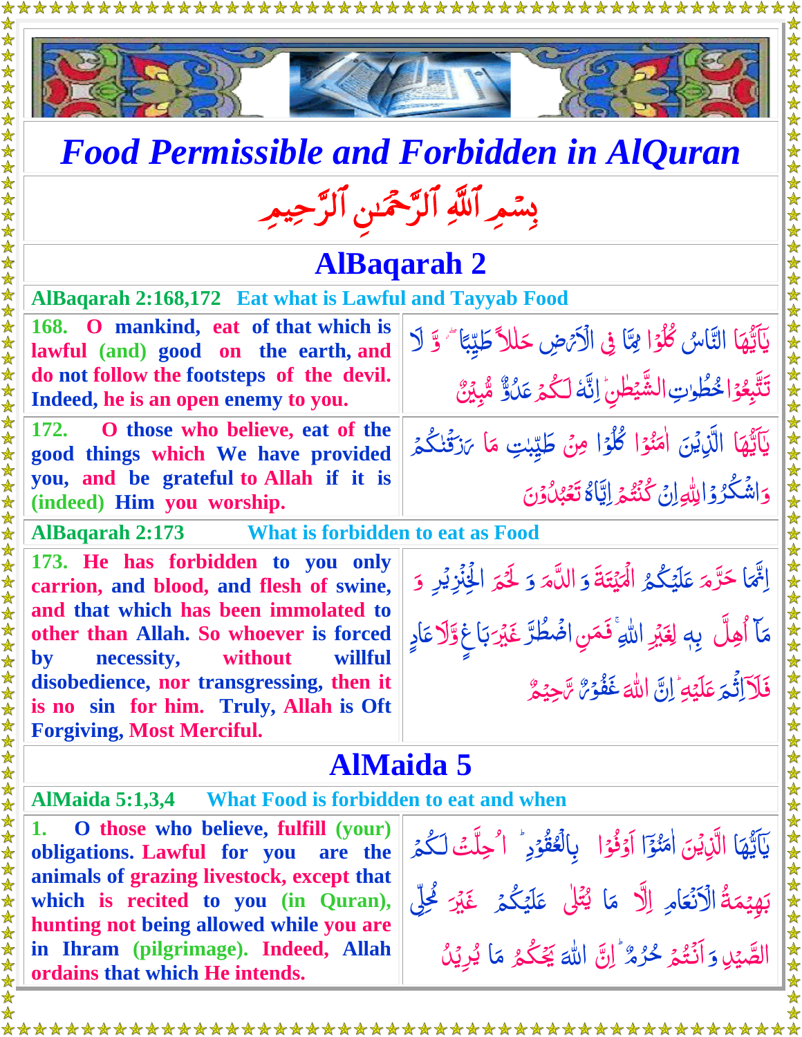# *Food Permissible and Forbidden in AlQuran*

بِسۡمِ ٱللَّهِ ٱلرَّحۡمَٰنِ ٱلرَّحِيمِ

## AlBaqarah 2

### AlBaqarah 2:168,172 Eat what is Lawful and Tayyab Food

| | |
|---|---|
| **168. O mankind, eat of that which is lawful (and) good on the earth, and do not follow the footsteps of the devil. Indeed, he is an open enemy to you.** | يٰۤاَيُّهَا النَّاسُ كُلُوۡا مِمَّا فِى الۡاَرۡضِ حَلٰلًا طَيِّبًا ۖ وَّلَا تَتَّبِعُوۡا خُطُوٰتِ الشَّيۡطٰنِ‌ؕ اِنَّهٗ لَـكُمۡ عَدُوٌّ مُّبِيۡنٌ |
| **172. O those who believe, eat of the good things which We have provided you, and be grateful to Allah if it is (indeed) Him you worship.** | يٰۤاَيُّهَا الَّذِيۡنَ اٰمَنُوۡا كُلُوۡا مِنۡ طَيِّبٰتِ مَا رَزَقۡنٰكُمۡ وَاشۡكُرُوۡا لِلّٰهِ اِنۡ كُنۡتُمۡ اِيَّاهُ تَعۡبُدُوۡنَ |

### AlBaqarah 2:173 What is forbidden to eat as Food

| | |
|---|---|
| **173. He has forbidden to you only carrion, and blood, and flesh of swine, and that which has been immolated to other than Allah. So whoever is forced by necessity, without willful disobedience, nor transgressing, then it is no sin for him. Truly, Allah is Oft Forgiving, Most Merciful.** | اِنَّمَا حَرَّمَ عَلَيۡكُمُ الۡمَيۡتَةَ وَالدَّمَ وَلَحۡمَ الۡخِنۡزِيۡرِ وَمَآ اُهِلَّ بِهٖ لِغَيۡرِ اللّٰهِ‌ۚ فَمَنِ اضۡطُرَّ غَيۡرَ بَاغٍ وَّلَا عَادٍ فَلَآ اِثۡمَ عَلَيۡهِ‌ؕ اِنَّ اللّٰهَ غَفُوۡرٌ رَّحِيۡمٌ |

## AlMaida 5

### AlMaida 5:1,3,4 What Food is forbidden to eat and when

| | |
|---|---|
| **1. O those who believe, fulfill (your) obligations. Lawful for you are the animals of grazing livestock, except that which is recited to you (in Quran), hunting not being allowed while you are in Ihram (pilgrimage). Indeed, Allah ordains that which He intends.** | يٰۤاَيُّهَا الَّذِيۡنَ اٰمَنُوۡۤا اَوۡفُوۡا بِالۡعُقُوۡدِ‌ ؕ اُحِلَّتۡ لَكُمۡ بَهِيۡمَةُ الۡاَنۡعَامِ اِلَّا مَا يُتۡلٰى عَلَيۡكُمۡ غَيۡرَ مُحِلِّى الصَّيۡدِ وَاَنۡتُمۡ حُرُمٌ‌ ؕ اِنَّ اللّٰهَ يَحۡكُمُ مَا يُرِيۡدُ |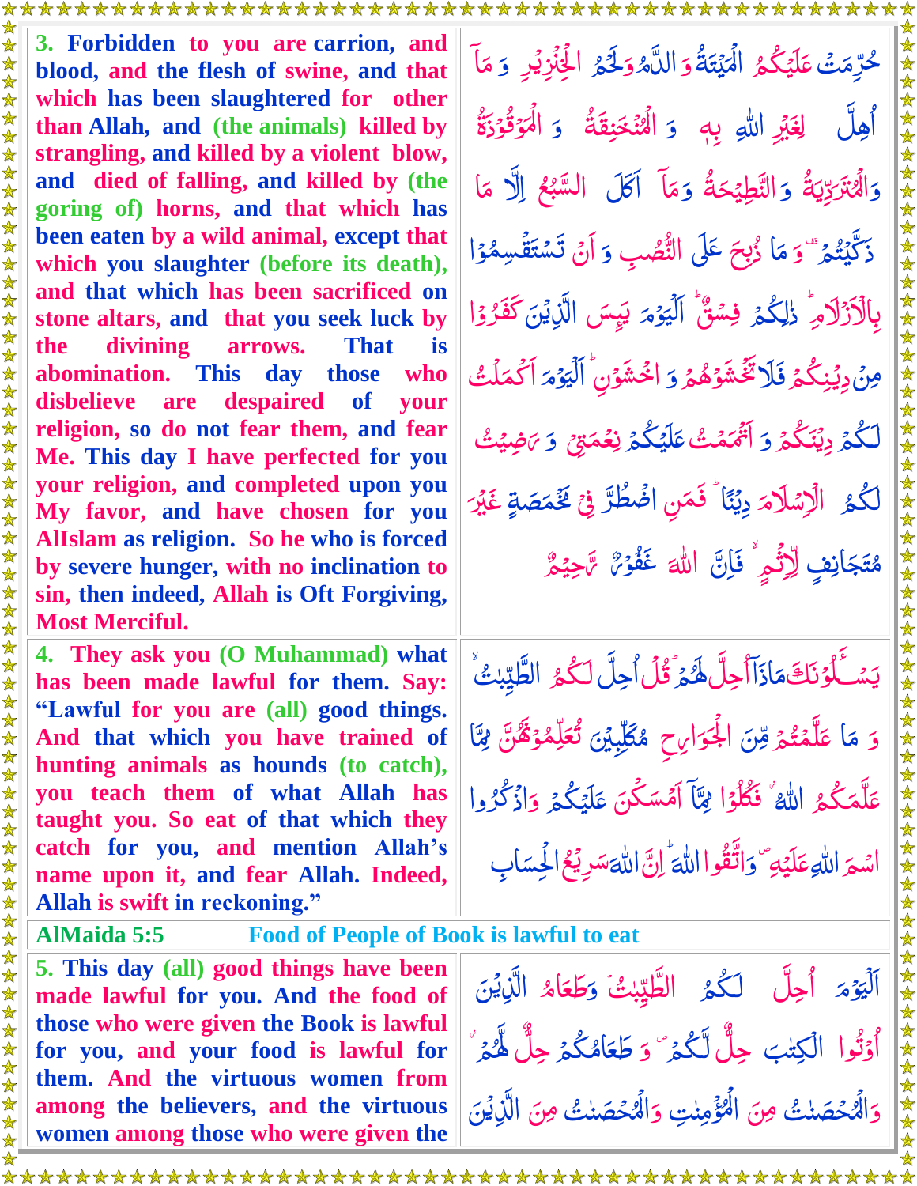| | |
|---|---|
| **3. Forbidden to you are carrion, and blood, and the flesh of swine, and that which has been slaughtered for other than Allah, and (the animals) killed by strangling, and killed by a violent blow, and died of falling, and killed by (the goring of) horns, and that which has been eaten by a wild animal, except that which you slaughter (before its death), and that which has been sacrificed on stone altars, and that you seek luck by the divining arrows. That is abomination. This day those who disbelieve are despaired of your religion, so do not fear them, and fear Me. This day I have perfected for you your religion, and completed upon you My favor, and have chosen for you AlIslam as religion. So he who is forced by severe hunger, with no inclination to sin, then indeed, Allah is Oft Forgiving, Most Merciful.** | حُرِّمَتْ عَلَيْكُمُ الْمَيْتَةُ وَ الدَّمُ وَلَحْمُ الْخِنْزِيْرِ وَ مَآ أُهِلَّ لِغَيْرِ اللهِ بِهٖ وَ الْمُنْخَنِقَةُ وَ الْمَوْقُوْذَةُ وَالْمُتَرَدِّيَةُ وَ النَّطِيْحَةُ وَمَآ اَكَلَ السَّبُعُ اِلَّا مَا ذَكَّيْتُمْ ۚ وَ مَا ذُبِحَ عَلَى النُّصُبِ وَ اَنْ تَسْتَقْسِمُوْا بِالْاَزْلَامِ ؕ ذٰلِكُمْ فِسْقٌ ؕ اَلْيَوْمَ يَئِسَ الَّذِيْنَ كَفَرُوْا مِنْ دِيْنِكُمْ فَلَا تَخْشَوْهُمْ وَ اخْشَوْنِ ؕ اَلْيَوْمَ اَكْمَلْتُ لَكُمْ دِيْنَكُمْ وَ اَتْمَمْتُ عَلَيْكُمْ نِعْمَتِيْ وَ رَضِيْتُ لَكُمُ الْاِسْلَامَ دِيْنًا ؕ فَمَنِ اضْطُرَّ فِيْ مَخْمَصَةٍ غَيْرَ مُتَجَانِفٍ لِّاِثْمٍ ۙ فَاِنَّ اللهَ غَفُوْرٌ رَّحِيْمٌ |
| **4. They ask you (O Muhammad) what has been made lawful for them. Say: "Lawful for you are (all) good things. And that which you have trained of hunting animals as hounds (to catch), you teach them of what Allah has taught you. So eat of that which they catch for you, and mention Allah's name upon it, and fear Allah. Indeed, Allah is swift in reckoning."** | يَسْـَٔلُوْنَكَ مَاذَآ اُحِلَّ لَهُمْ ؕ قُلْ اُحِلَّ لَكُمُ الطَّيِّبٰتُ ۙ وَ مَا عَلَّمْتُمْ مِّنَ الْجَوَارِحِ مُكَلِّبِيْنَ تُعَلِّمُوْنَهُنَّ مِمَّا عَلَّمَكُمُ اللهُ ۫ فَكُلُوْا مِمَّآ اَمْسَكْنَ عَلَيْكُمْ وَاذْكُرُوا اسْمَ اللهِ عَلَيْهِ ۪ وَاتَّقُوا اللهَ ؕ اِنَّ اللهَ سَرِيْعُ الْحِسَابِ |
| **AlMaida 5:5** | **Food of People of Book is lawful to eat** |
| **5. This day (all) good things have been made lawful for you. And the food of those who were given the Book is lawful for you, and your food is lawful for them. And the virtuous women from among the believers, and the virtuous women among those who were given the** | اَلْيَوْمَ اُحِلَّ لَكُمُ الطَّيِّبٰتُ ؕ وَطَعَامُ الَّذِيْنَ اُوْتُوا الْكِتٰبَ حِلٌّ لَّكُمْ ۪ وَ طَعَامُكُمْ حِلٌّ لَّهُمْ ۫ وَالْمُحْصَنٰتُ مِنَ الْمُؤْمِنٰتِ وَالْمُحْصَنٰتُ مِنَ الَّذِيْنَ |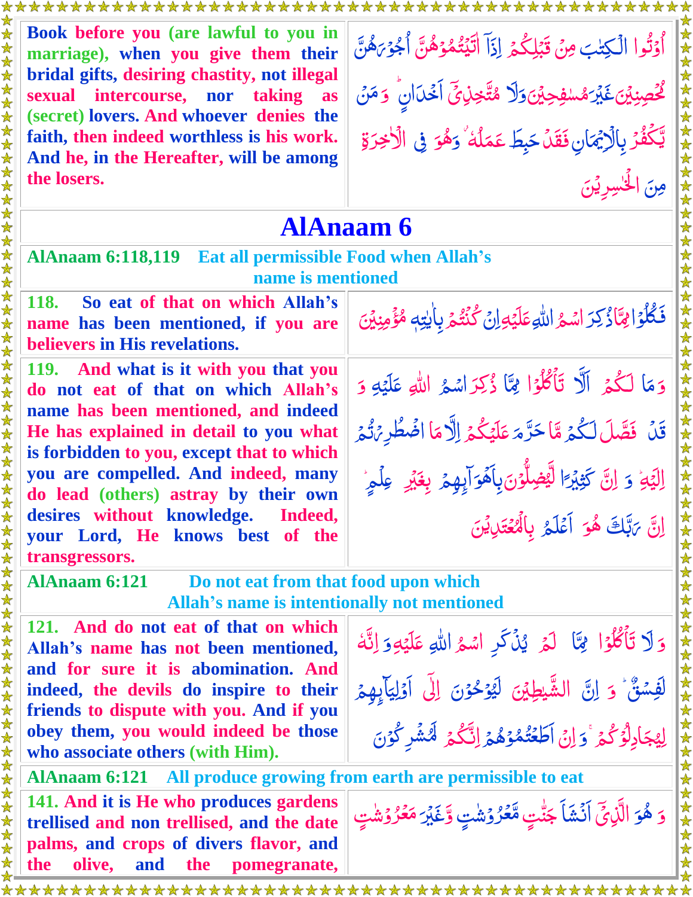| | |
|---|---|
| Book before you (are lawful to you in marriage), when you give them their bridal gifts, desiring chastity, not illegal sexual intercourse, nor taking as (secret) lovers. And whoever denies the faith, then indeed worthless is his work. And he, in the Hereafter, will be among the losers. | أُوْتُوا الْكِتٰبَ مِنْ قَبْلِكُمْ اِذَآ اٰتَيْتُمُوْهُنَّ اُجُوْرَهُنَّ مُحْصِنِيْنَ غَيْرَ مُسٰفِحِيْنَ وَلَا مُتَّخِذِيْٓ اَخْدَانٍ ؕ وَمَنْ يَّكْفُرْ بِالْاِيْمَانِ فَقَدْ حَبِطَ عَمَلُهٗ ؗ وَهُوَ فِي الْاٰخِرَةِ مِنَ الْخٰسِرِيْنَ |

# AlAnaam 6

**AlAnaam 6:118,119** Eat all permissible Food when Allah's name is mentioned

| | |
|---|---|
| 118. So eat of that on which Allah's name has been mentioned, if you are believers in His revelations. | فَكُلُوْا مِمَّا ذُكِرَ اسْمُ اللّٰهِ عَلَيْهِ اِنْ كُنْتُمْ بِاٰيٰتِهٖ مُؤْمِنِيْنَ |
| 119. And what is it with you that you do not eat of that on which Allah's name has been mentioned, and indeed He has explained in detail to you what is forbidden to you, except that to which you are compelled. And indeed, many do lead (others) astray by their own desires without knowledge. Indeed, your Lord, He knows best of the transgressors. | وَمَا لَكُمْ اَلَّا تَاْكُلُوْا مِمَّا ذُكِرَ اسْمُ اللّٰهِ عَلَيْهِ وَقَدْ فَصَّلَ لَكُمْ مَّا حَرَّمَ عَلَيْكُمْ اِلَّا مَا اضْطُرِرْتُمْ اِلَيْهِ ؕ وَاِنَّ كَثِيْرًا لَّيُضِلُّوْنَ بِاَهْوَآئِهِمْ بِغَيْرِ عِلْمٍ ؕ اِنَّ رَبَّكَ هُوَ اَعْلَمُ بِالْمُعْتَدِيْنَ |

**AlAnaam 6:121** Do not eat from that food upon which Allah's name is intentionally not mentioned

| | |
|---|---|
| 121. And do not eat of that on which Allah's name has not been mentioned, and for sure it is abomination. And indeed, the devils do inspire to their friends to dispute with you. And if you obey them, you would indeed be those who associate others (with Him). | وَلَا تَاْكُلُوْا مِمَّا لَمْ يُذْكَرِ اسْمُ اللّٰهِ عَلَيْهِ وَاِنَّهٗ لَفِسْقٌ ؕ وَاِنَّ الشَّيٰطِيْنَ لَيُوْحُوْنَ اِلٰٓى اَوْلِيٰٓئِهِمْ لِيُجَادِلُوْكُمْ ۚ وَاِنْ اَطَعْتُمُوْهُمْ اِنَّكُمْ لَمُشْرِكُوْنَ |

**AlAnaam 6:121** All produce growing from earth are permissible to eat

| | |
|---|---|
| 141. And it is He who produces gardens trellised and non trellised, and the date palms, and crops of divers flavor, and the olive, and the pomegranate, | وَهُوَ الَّذِيْٓ اَنْشَاَ جَنّٰتٍ مَّعْرُوْشٰتٍ وَّغَيْرَ مَعْرُوْشٰتٍ |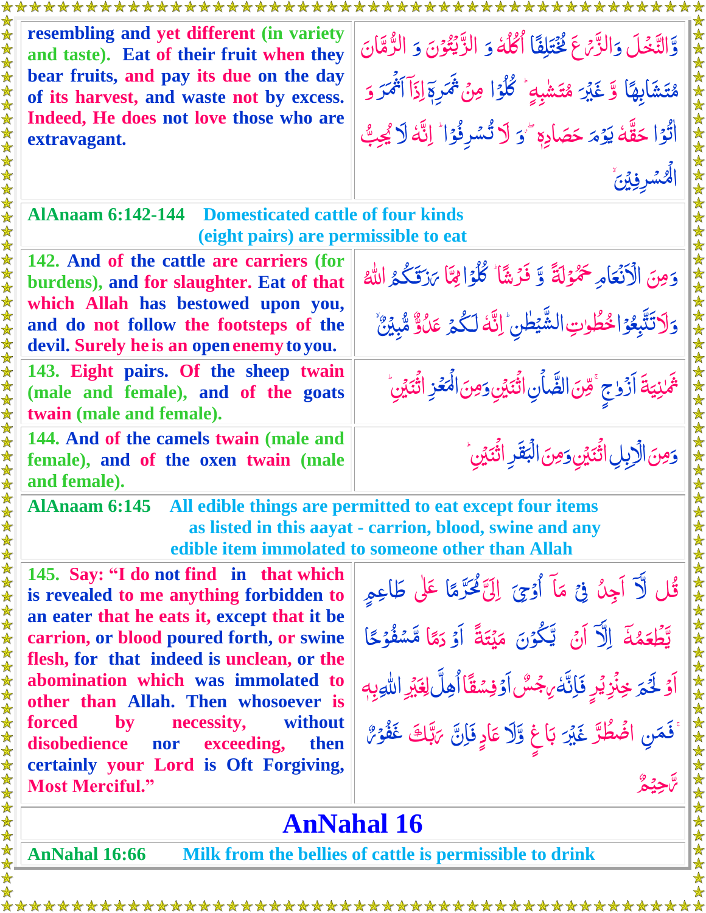| | |
|---|---|
| resembling and yet different (in variety and taste). Eat of their fruit when they bear fruits, and pay its due on the day of its harvest, and waste not by excess. Indeed, He does not love those who are extravagant. | وَّ النَّخۡلَ وَالزَّرۡعَ مُخۡتَلِفًا اُكُلُهٗ وَ الزَّيۡتُوۡنَ وَ الرُّمَّانَ مُتَشَابِهًا وَّ غَيۡرَ مُتَشٰبِهٍ‌ ؕ كُلُوۡا مِنۡ ثَمَرِهٖۤ اِذَاۤ اَثۡمَرَ وَ اٰتُوۡا حَقَّهٗ يَوۡمَ حَصَادِهٖ‌ ۖ وَ لَا تُسۡرِفُوۡا‌ ؕ اِنَّهٗ لَا يُحِبُّ الۡمُسۡرِفِيۡنَۙ |

**AlAnaam 6:142-144** Domesticated cattle of four kinds (eight pairs) are permissible to eat

| | |
|---|---|
| 142. And of the cattle are carriers (for burdens), and for slaughter. Eat of that which Allah has bestowed upon you, and do not follow the footsteps of the devil. Surely he is an open enemy to you. | وَمِنَ الۡاَنۡعَامِ حَمُوۡلَةً وَّ فَرۡشًا‌ ؕ كُلُوۡا مِمَّا رَزَقَكُمُ اللّٰهُ وَلَا تَتَّبِعُوۡا خُطُوٰتِ الشَّيۡطٰنِ‌ ؕ اِنَّهٗ لَـكُمۡ عَدُوٌّ مُّبِيۡنٌ ۙ |
| 143. Eight pairs. Of the sheep twain (male and female), and of the goats twain (male and female). | ثَمٰنِيَةَ اَزۡوَاجٍ‌ ۚ مِنَ الضَّاۡنِ اثۡنَيۡنِ وَمِنَ الۡمَعۡزِ اثۡنَيۡنِ‌ ؕ |
| 144. And of the camels twain (male and female), and of the oxen twain (male and female). | وَمِنَ الۡاِبِلِ اثۡنَيۡنِ وَمِنَ الۡبَقَرِ اثۡنَيۡنِ‌ ؕ |

**AlAnaam 6:145** All edible things are permitted to eat except four items as listed in this aayat - carrion, blood, swine and any edible item immolated to someone other than Allah

| | |
|---|---|
| 145. Say: "I do not find in that which is revealed to me anything forbidden to an eater that he eats it, except that it be carrion, or blood poured forth, or swine flesh, for that indeed is unclean, or the abomination which was immolated to other than Allah. Then whosoever is forced by necessity, without disobedience nor exceeding, then certainly your Lord is Oft Forgiving, Most Merciful." | قُلْ لَّاۤ اَجِدُ فِىۡ مَاۤ اُوۡحِىَ اِلَىَّ مُحَرَّمًا عَلٰى طَاعِمٍ يَّطۡعَمُهٗۤ اِلَّاۤ اَنۡ يَّكُوۡنَ مَيۡتَةً اَوۡ دَمًا مَّسۡفُوۡحًا اَوۡ لَحۡمَ خِنۡزِيۡرٍ فَاِنَّهٗ رِجۡسٌ اَوۡ فِسۡقًا اُهِلَّ لِغَيۡرِ اللّٰهِ بِهٖ‌ ۚ فَمَنِ اضۡطُرَّ غَيۡرَ بَاغٍ وَّلَا عَادٍ فَاِنَّ رَبَّكَ غَفُوۡرٌ رَّحِيۡمٌ |

# AnNahal 16

**AnNahal 16:66** Milk from the bellies of cattle is permissible to drink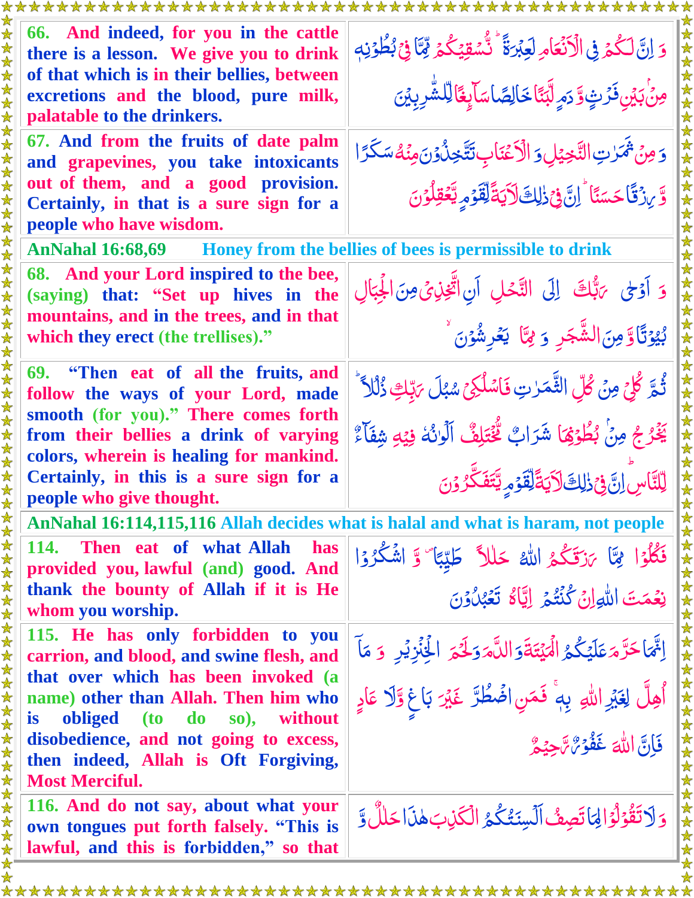| | |
|---|---|
| 66. And indeed, for you in the cattle there is a lesson. We give you to drink of that which is in their bellies, between excretions and the blood, pure milk, palatable to the drinkers. | وَ اِنَّ لَكُمۡ فِى الۡاَنۡعَامِ لَعِبۡرَةً ‌ؕ نُسۡقِيۡكُمۡ مِّمَّا فِىۡ بُطُوۡنِهٖ مِنۡۢ بَيۡنِ فَرۡثٍ وَّدَمٍ لَّبَنًا خَالِصًا سَآئِغًا لِّلشّٰرِبِيۡنَ |
| 67. And from the fruits of date palm and grapevines, you take intoxicants out of them, and a good provision. Certainly, in that is a sure sign for a people who have wisdom. | وَمِنۡ ثَمَرٰتِ النَّخِيۡلِ وَالۡاَعۡنَابِ تَتَّخِذُوۡنَ مِنۡهُ سَكَرًا وَّرِزۡقًا حَسَنًا ‌ؕ اِنَّ فِىۡ ذٰلِكَ لَاٰيَةً لِّقَوۡمٍ يَّعۡقِلُوۡنَ |
| **AnNahal 16:68,69** Honey from the bellies of bees is permissible to drink | |
| 68. And your Lord inspired to the bee, (saying) that: "Set up hives in the mountains, and in the trees, and in that which they erect (the trellises)." | وَاَوۡحٰى رَبُّكَ اِلَى النَّحۡلِ اَنِ اتَّخِذِىۡ مِنَ الۡجِبَالِ بُيُوۡتًا وَّمِنَ الشَّجَرِ وَمِمَّا يَعۡرِشُوۡنَ ۙ |
| 69. "Then eat of all the fruits, and follow the ways of your Lord, made smooth (for you)." There comes forth from their bellies a drink of varying colors, wherein is healing for mankind. Certainly, in this is a sure sign for a people who give thought. | ثُمَّ كُلِىۡ مِنۡ كُلِّ الثَّمَرٰتِ فَاسۡلُكِىۡ سُبُلَ رَبِّكِ ذُلُلًا‌ ؕ يَخۡرُجُ مِنۡۢ بُطُوۡنِهَا شَرَابٌ مُّخۡتَلِفٌ اَلۡوَانُهٗ فِيۡهِ شِفَآءٌ لِّلنَّاسِ‌ ؕ اِنَّ فِىۡ ذٰلِكَ لَاٰيَةً لِّقَوۡمٍ يَّتَفَكَّرُوۡنَ |
| **AnNahal 16:114,115,116** Allah decides what is halal and what is haram, not people | |
| 114. Then eat of what Allah has provided you, lawful (and) good. And thank the bounty of Allah if it is He whom you worship. | فَكُلُوۡا مِمَّا رَزَقَكُمُ اللّٰهُ حَلٰلًا طَيِّبًا ۖ وَّاشۡكُرُوۡا نِعۡمَتَ اللّٰهِ اِنۡ كُنۡتُمۡ اِيَّاهُ تَعۡبُدُوۡنَ |
| 115. He has only forbidden to you carrion, and blood, and swine flesh, and that over which has been invoked (a name) other than Allah. Then him who is obliged (to do so), without disobedience, and not going to excess, then indeed, Allah is Oft Forgiving, Most Merciful. | اِنَّمَا حَرَّمَ عَلَيۡكُمُ الۡمَيۡتَةَ وَالدَّمَ وَلَحۡمَ الۡخِنۡزِيۡرِ وَمَاۤ اُهِلَّ لِغَيۡرِ اللّٰهِ بِهٖ‌ ۚ فَمَنِ اضۡطُرَّ غَيۡرَ بَاغٍ وَّلَا عَادٍ فَاِنَّ اللّٰهَ غَفُوۡرٌ رَّحِيۡمٌ |
| 116. And do not say, about what your own tongues put forth falsely. "This is lawful, and this is forbidden," so that | وَلَا تَقُوۡلُوۡا لِمَا تَصِفُ اَلۡسِنَتُكُمُ الۡكَذِبَ هٰذَا حَلٰلٌ وَّ |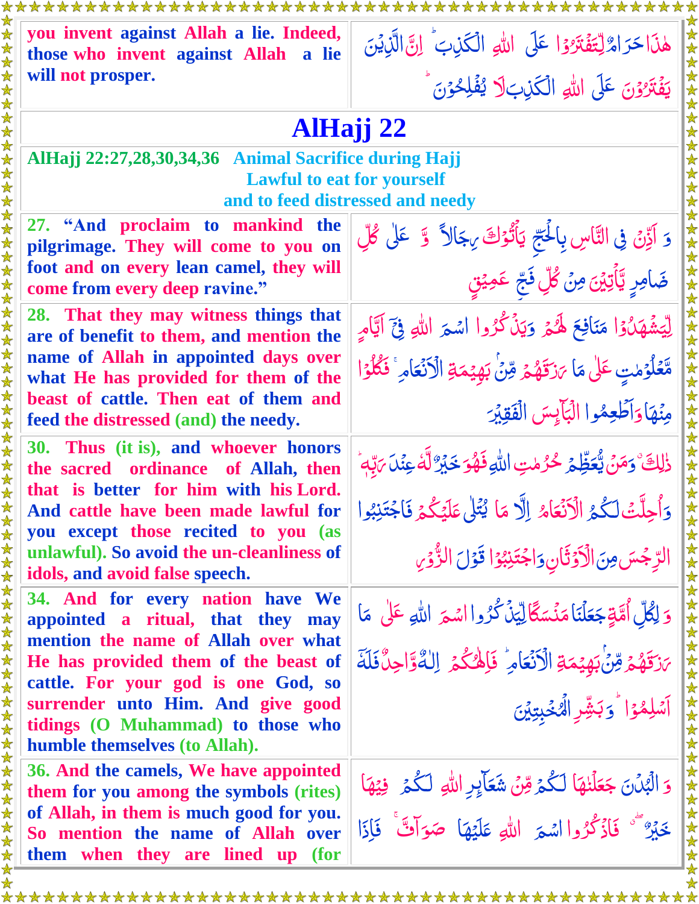| | |
|---|---|
| you invent against Allah a lie. Indeed, those who invent against Allah a lie will not prosper. | هٰذَا حَرَامٌ لِّتَفْتَرُوْا عَلَى اللّٰهِ الْكَذِبَ ؕ اِنَّ الَّذِيْنَ يَفْتَرُوْنَ عَلَى اللّٰهِ الْكَذِبَ لَا يُفْلِحُوْنَ ؕ |

## AlHajj 22

**AlHajj 22:27,28,30,34,36 Animal Sacrifice during Hajj**
**Lawful to eat for yourself**
**and to feed distressed and needy**

| | |
|---|---|
| 27. "And proclaim to mankind the pilgrimage. They will come to you on foot and on every lean camel, they will come from every deep ravine." | وَ اَذِّنْ فِى النَّاسِ بِالْحَجِّ يَاْتُوْكَ رِجَالًا وَّ عَلٰى كُلِّ ضَامِرٍ يَّاْتِيْنَ مِنْ كُلِّ فَجٍّ عَمِيْقٍ |
| 28. That they may witness things that are of benefit to them, and mention the name of Allah in appointed days over what He has provided for them of the beast of cattle. Then eat of them and feed the distressed (and) the needy. | لِّيَشْهَدُوْا مَنَافِعَ لَهُمْ وَيَذْكُرُوا اسْمَ اللّٰهِ فِىْۤ اَيَّامٍ مَّعْلُوْمٰتٍ عَلٰى مَا رَزَقَهُمْ مِّنْۢ بَهِيْمَةِ الْاَنْعَامِ ۚ فَكُلُوْا مِنْهَا وَاَطْعِمُوا الْبَآئِسَ الْفَقِيْرَ |
| 30. Thus (it is), and whoever honors the sacred ordinance of Allah, then that is better for him with his Lord. And cattle have been made lawful for you except those recited to you (as unlawful). So avoid the un-cleanliness of idols, and avoid false speech. | ذٰلِكَ ۚ وَمَنْ يُّعَظِّمْ حُرُمٰتِ اللّٰهِ فَهُوَ خَيْرٌ لَّهٗ عِنْدَ رَبِّهٖ ؕ وَاُحِلَّتْ لَـكُمُ الْاَنْعَامُ اِلَّا مَا يُتْلٰى عَلَيْكُمْ فَاجْتَنِبُوا الرِّجْسَ مِنَ الْاَوْثَانِ وَاجْتَنِبُوْا قَوْلَ الزُّوْرِ |
| 34. And for every nation have We appointed a ritual, that they may mention the name of Allah over what He has provided them of the beast of cattle. For your god is one God, so surrender unto Him. And give good tidings (O Muhammad) to those who humble themselves (to Allah). | وَ لِكُلِّ اُمَّةٍ جَعَلْنَا مَنْسَكًا لِّيَذْكُرُوا اسْمَ اللّٰهِ عَلٰى مَا رَزَقَهُمْ مِّنْۢ بَهِيْمَةِ الْاَنْعَامِ ؕ فَاِلٰهُكُمْ اِلٰهٌ وَّاحِدٌ فَلَهٗۤ اَسْلِمُوْا ؕ وَبَشِّرِ الْمُخْبِتِيْنَ |
| 36. And the camels, We have appointed them for you among the symbols (rites) of Allah, in them is much good for you. So mention the name of Allah over them when they are lined up (for | وَ الْبُدْنَ جَعَلْنٰهَا لَكُمْ مِّنْ شَعَآئِرِ اللّٰهِ لَكُمْ فِيْهَا خَيْرٌ ۖۗ فَاذْكُرُوا اسْمَ اللّٰهِ عَلَيْهَا صَوَآفَّ ۚ فَاِذَا |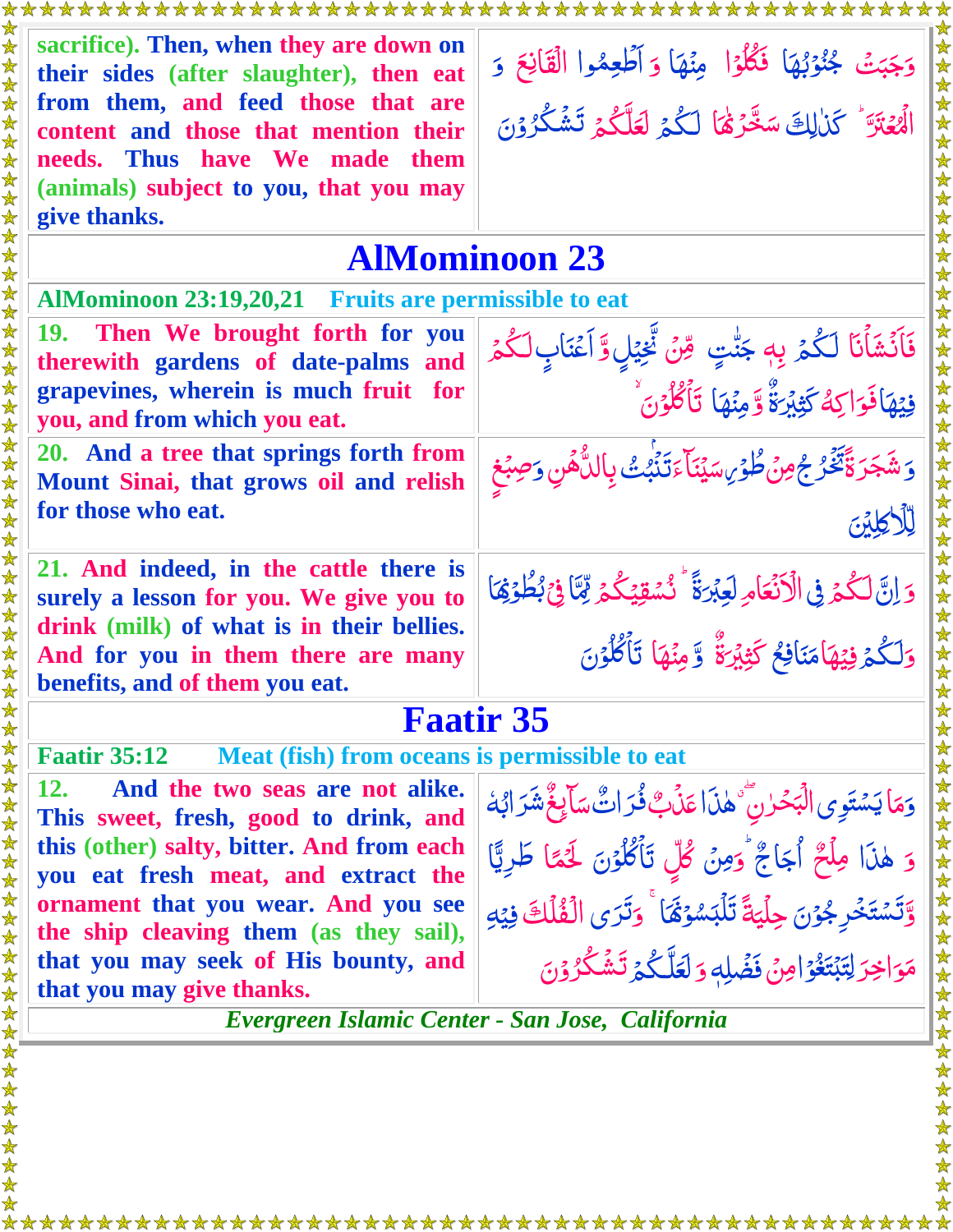| | |
|---|---|
| sacrifice). Then, when they are down on their sides (after slaughter), then eat from them, and feed those that are content and those that mention their needs. Thus have We made them (animals) subject to you, that you may give thanks. | وَجَبَتْ جُنُوبُهَا فَكُلُوا مِنْهَا وَ اَطْعِمُوا الْقَانِعَ وَ الْمُعْتَرَّ ؕ كَذٰلِكَ سَخَّرْنٰهَا لَكُمْ لَعَلَّكُمْ تَشْكُرُوْنَ |

# AlMominoon 23

**AlMominoon 23:19,20,21 Fruits are permissible to eat**

| | |
|---|---|
| 19. Then We brought forth for you therewith gardens of date-palms and grapevines, wherein is much fruit for you, and from which you eat. | فَاَنْشَاْنَا لَكُمْ بِهٖ جَنّٰتٍ مِّنْ نَّخِيْلٍ وَّ اَعْنَابٍ لَكُمْ فِيْهَا فَوَاكِهُ كَثِيْرَةٌ وَّ مِنْهَا تَاْكُلُوْنَ ۙ |
| 20. And a tree that springs forth from Mount Sinai, that grows oil and relish for those who eat. | وَ شَجَرَةً تَخْرُجُ مِنْ طُوْرِ سَيْنَآءَ تَنْۢبُتُ بِالدُّهْنِ وَ صِبْغٍ لِّلْاٰكِلِيْنَ |
| 21. And indeed, in the cattle there is surely a lesson for you. We give you to drink (milk) of what is in their bellies. And for you in them there are many benefits, and of them you eat. | وَ اِنَّ لَكُمْ فِي الْاَنْعَامِ لَعِبْرَةً ؕ نُسْقِيْكُمْ مِّمَّا فِيْ بُطُوْنِهَا وَ لَكُمْ فِيْهَا مَنَافِعُ كَثِيْرَةٌ وَّ مِنْهَا تَاْكُلُوْنَ |

# Faatir 35

**Faatir 35:12 Meat (fish) from oceans is permissible to eat**

| | |
|---|---|
| 12. And the two seas are not alike. This sweet, fresh, good to drink, and this (other) salty, bitter. And from each you eat fresh meat, and extract the ornament that you wear. And you see the ship cleaving them (as they sail), that you may seek of His bounty, and that you may give thanks. | وَمَا يَسْتَوِي الْبَحْرٰنِ ۖ هٰذَا عَذْبٌ فُرَاتٌ سَآئِغٌ شَرَابُهٗ وَ هٰذَا مِلْحٌ اُجَاجٌ ؕ وَمِنْ كُلٍّ تَاْكُلُوْنَ لَحْمًا طَرِيًّا وَّتَسْتَخْرِجُوْنَ حِلْيَةً تَلْبَسُوْنَهَا ۚ وَتَرَى الْفُلْكَ فِيْهِ مَوَاخِرَ لِتَبْتَغُوْا مِنْ فَضْلِهٖ وَ لَعَلَّكُمْ تَشْكُرُوْنَ |

*Evergreen Islamic Center - San Jose, California*